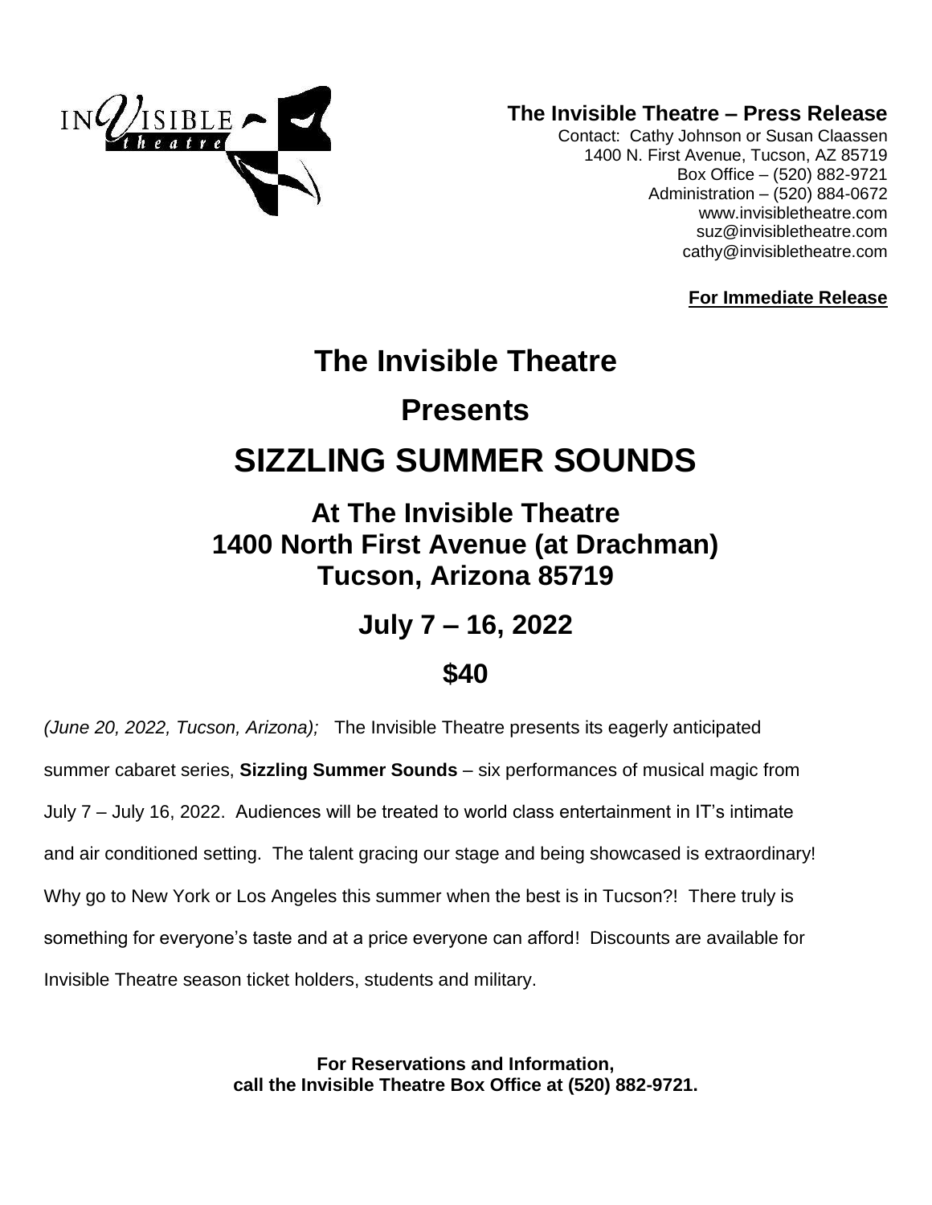**The Invisible Theatre – Press Release**

Contact: Cathy Johnson or Susan Claassen
1400 N. First Avenue, Tucson, AZ 85719
Box Office – (520) 882-9721
Administration – (520) 884-0672
www.invisibletheatre.com
suz@invisibletheatre.com
cathy@invisibletheatre.com

**For Immediate Release**

# The Invisible Theatre

# Presents

# SIZZLING SUMMER SOUNDS

## At The Invisible Theatre
## 1400 North First Avenue (at Drachman)
## Tucson, Arizona 85719

## July 7 – 16, 2022

## $40

*(June 20, 2022, Tucson, Arizona);* The Invisible Theatre presents its eagerly anticipated summer cabaret series, **Sizzling Summer Sounds** – six performances of musical magic from July 7 – July 16, 2022. Audiences will be treated to world class entertainment in IT's intimate and air conditioned setting. The talent gracing our stage and being showcased is extraordinary! Why go to New York or Los Angeles this summer when the best is in Tucson?! There truly is something for everyone's taste and at a price everyone can afford! Discounts are available for Invisible Theatre season ticket holders, students and military.

**For Reservations and Information,**
**call the Invisible Theatre Box Office at (520) 882-9721.**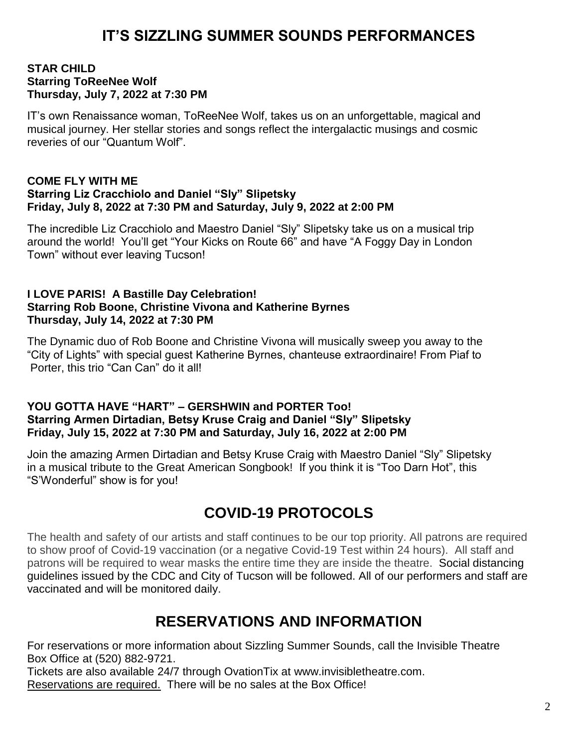# IT'S SIZZLING SUMMER SOUNDS PERFORMANCES

**STAR CHILD**
**Starring ToReeNee Wolf**
**Thursday, July 7, 2022 at 7:30 PM**

IT's own Renaissance woman, ToReeNee Wolf, takes us on an unforgettable, magical and musical journey. Her stellar stories and songs reflect the intergalactic musings and cosmic reveries of our "Quantum Wolf".

**COME FLY WITH ME**
**Starring Liz Cracchiolo and Daniel "Sly" Slipetsky**
**Friday, July 8, 2022 at 7:30 PM and Saturday, July 9, 2022 at 2:00 PM**

The incredible Liz Cracchiolo and Maestro Daniel "Sly" Slipetsky take us on a musical trip around the world! You'll get "Your Kicks on Route 66" and have "A Foggy Day in London Town" without ever leaving Tucson!

**I LOVE PARIS! A Bastille Day Celebration!**
**Starring Rob Boone, Christine Vivona and Katherine Byrnes**
**Thursday, July 14, 2022 at 7:30 PM**

The Dynamic duo of Rob Boone and Christine Vivona will musically sweep you away to the "City of Lights" with special guest Katherine Byrnes, chanteuse extraordinaire! From Piaf to Porter, this trio "Can Can" do it all!

**YOU GOTTA HAVE "HART" – GERSHWIN and PORTER Too!**
**Starring Armen Dirtadian, Betsy Kruse Craig and Daniel "Sly" Slipetsky**
**Friday, July 15, 2022 at 7:30 PM and Saturday, July 16, 2022 at 2:00 PM**

Join the amazing Armen Dirtadian and Betsy Kruse Craig with Maestro Daniel "Sly" Slipetsky in a musical tribute to the Great American Songbook! If you think it is "Too Darn Hot", this "S'Wonderful" show is for you!

# COVID-19 PROTOCOLS

The health and safety of our artists and staff continues to be our top priority. All patrons are required to show proof of Covid-19 vaccination (or a negative Covid-19 Test within 24 hours). All staff and patrons will be required to wear masks the entire time they are inside the theatre. Social distancing guidelines issued by the CDC and City of Tucson will be followed. All of our performers and staff are vaccinated and will be monitored daily.

# RESERVATIONS AND INFORMATION

For reservations or more information about Sizzling Summer Sounds, call the Invisible Theatre Box Office at (520) 882-9721.
Tickets are also available 24/7 through OvationTix at www.invisibletheatre.com.
Reservations are required. There will be no sales at the Box Office!